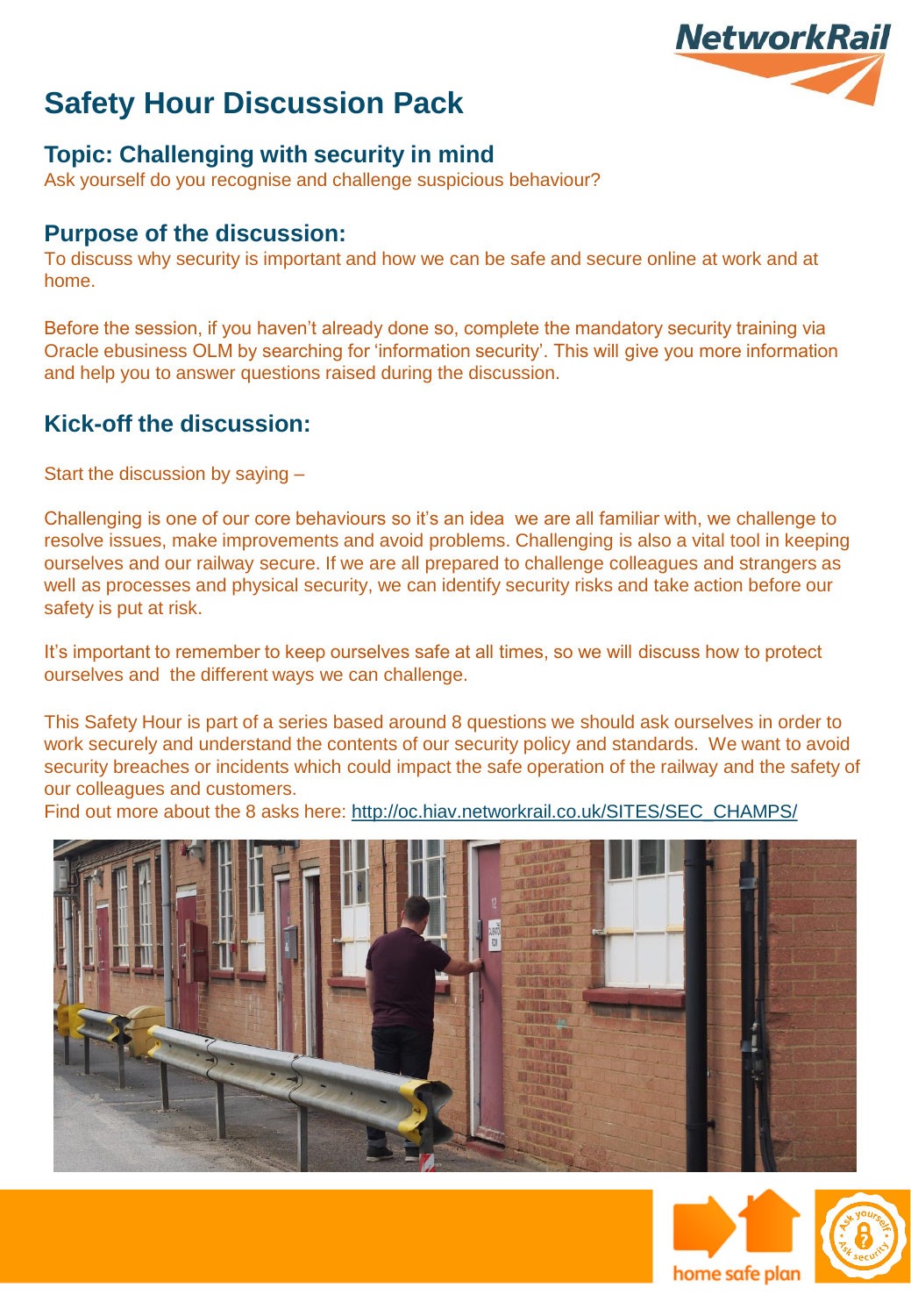# Safety Hour Discussion Pack

## Topic: Challenging with security in mind

Ask yourself do you recognise and challenge suspicious behaviour?

## Purpose of the discussion:

To discuss why security is important and how we can be safe and secure online at work and at home.

Before the session, if you haven't already done so, complete the mandatory security training via Oracle ebusiness OLM by searching for 'information security'. This will give you more information and help you to answer questions raised during the discussion.

## Kick-off the discussion:

Start the discussion by saying –

Challenging is one of our core behaviours so it's an idea we are all familiar with, we challenge to resolve issues, make improvements and avoid problems. Challenging is also a vital tool in keeping ourselves and our railway secure. If we are all prepared to challenge colleagues and strangers as well as processes and physical security, we can identify security risks and take action before our safety is put at risk.

It's important to remember to keep ourselves safe at all times, so we will discuss how to protect ourselves and the different ways we can challenge.

This Safety Hour is part of a series based around 8 questions we should ask ourselves in order to work securely and understand the contents of our security policy and standards. We want to avoid security breaches or incidents which could impact the safe operation of the railway and the safety of our colleagues and customers.

Find out more about the 8 asks here: http://oc.hiav.networkrail.co.uk/SITES/SEC_CHAMPS/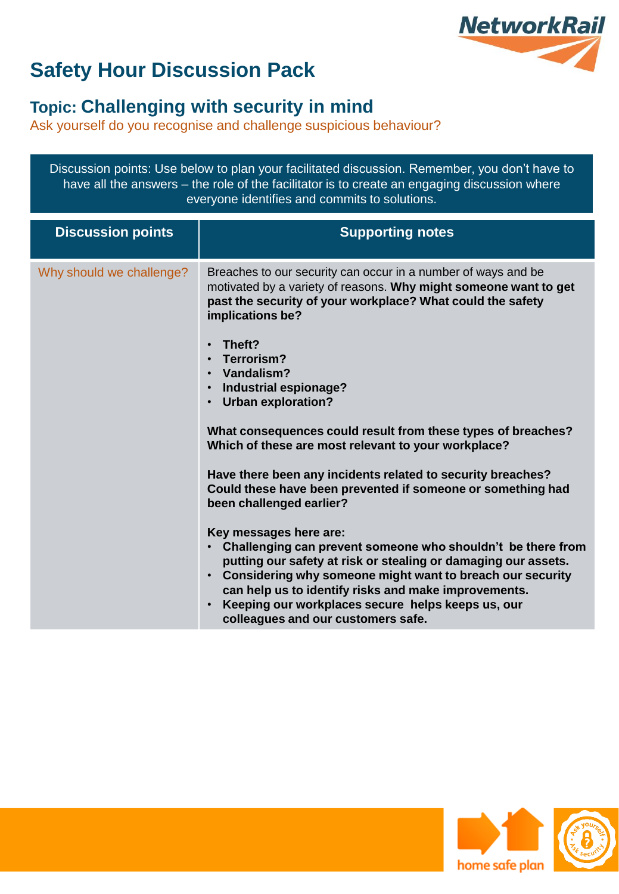# Safety Hour Discussion Pack

## Topic: Challenging with security in mind

Ask yourself do you recognise and challenge suspicious behaviour?

Discussion points: Use below to plan your facilitated discussion. Remember, you don't have to have all the answers – the role of the facilitator is to create an engaging discussion where everyone identifies and commits to solutions.

| Discussion points | Supporting notes |
|---|---|
| Why should we challenge? | Breaches to our security can occur in a number of ways and be motivated by a variety of reasons. **Why might someone want to get past the security of your workplace? What could the safety implications be?**<br><br>• **Theft?**<br>• **Terrorism?**<br>• **Vandalism?**<br>• **Industrial espionage?**<br>• **Urban exploration?**<br><br>**What consequences could result from these types of breaches? Which of these are most relevant to your workplace?**<br><br>**Have there been any incidents related to security breaches? Could these have been prevented if someone or something had been challenged earlier?**<br><br>**Key messages here are:**<br>• **Challenging can prevent someone who shouldn't be there from putting our safety at risk or stealing or damaging our assets.**<br>• **Considering why someone might want to breach our security can help us to identify risks and make improvements.**<br>• **Keeping our workplaces secure helps keeps us, our colleagues and our customers safe.** |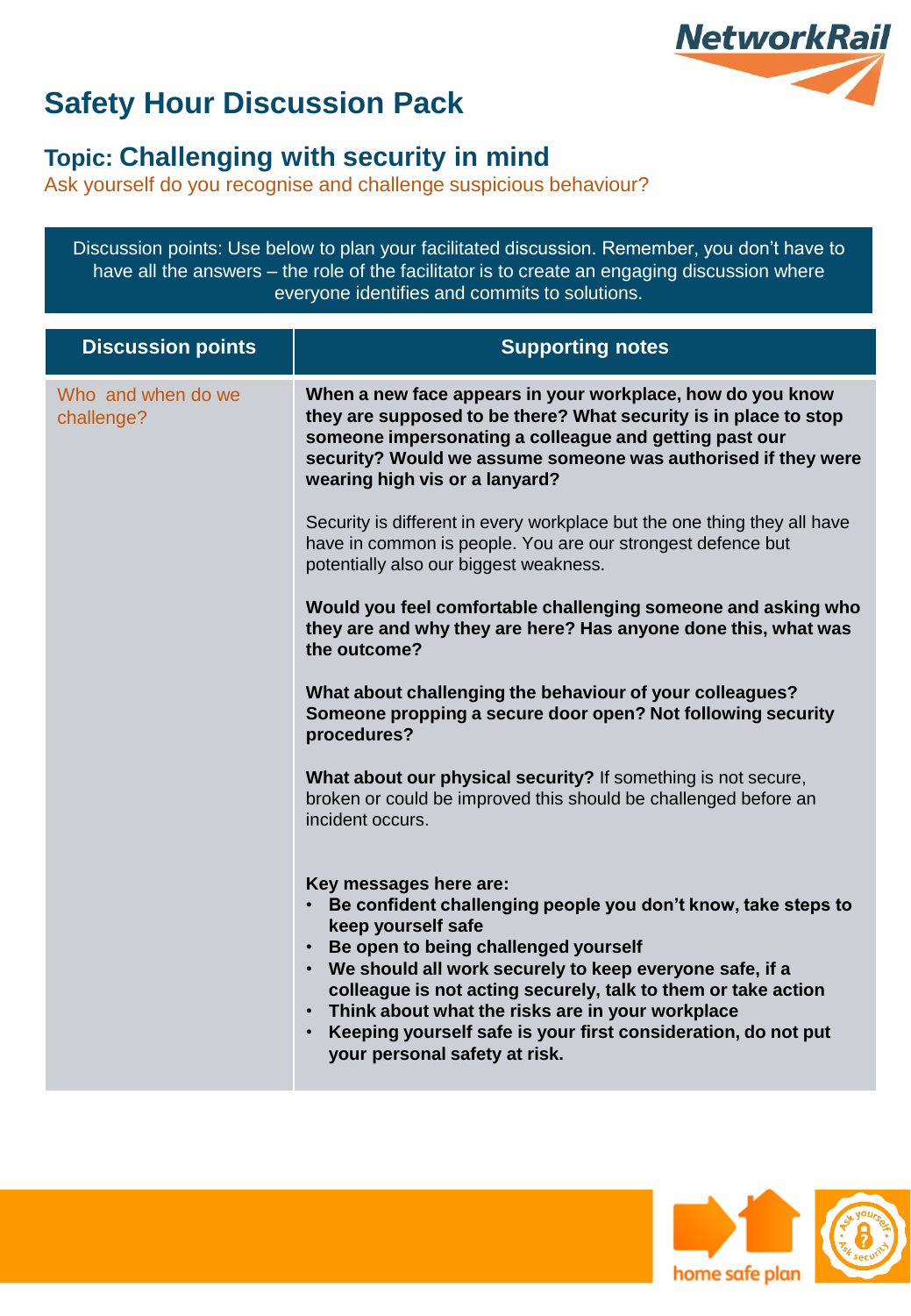# Safety Hour Discussion Pack

## Topic: Challenging with security in mind

Ask yourself do you recognise and challenge suspicious behaviour?

Discussion points: Use below to plan your facilitated discussion. Remember, you don't have to have all the answers – the role of the facilitator is to create an engaging discussion where everyone identifies and commits to solutions.

| Discussion points | Supporting notes |
|---|---|
| Who and when do we challenge? | **When a new face appears in your workplace, how do you know they are supposed to be there? What security is in place to stop someone impersonating a colleague and getting past our security? Would we assume someone was authorised if they were wearing high vis or a lanyard?**<br><br>Security is different in every workplace but the one thing they all have have in common is people. You are our strongest defence but potentially also our biggest weakness.<br><br>**Would you feel comfortable challenging someone and asking who they are and why they are here? Has anyone done this, what was the outcome?**<br><br>**What about challenging the behaviour of your colleagues? Someone propping a secure door open? Not following security procedures?**<br><br>**What about our physical security?** If something is not secure, broken or could be improved this should be challenged before an incident occurs.<br><br>**Key messages here are:**<br>• **Be confident challenging people you don't know, take steps to keep yourself safe**<br>• **Be open to being challenged yourself**<br>• **We should all work securely to keep everyone safe, if a colleague is not acting securely, talk to them or take action**<br>• **Think about what the risks are in your workplace**<br>• **Keeping yourself safe is your first consideration, do not put your personal safety at risk.** |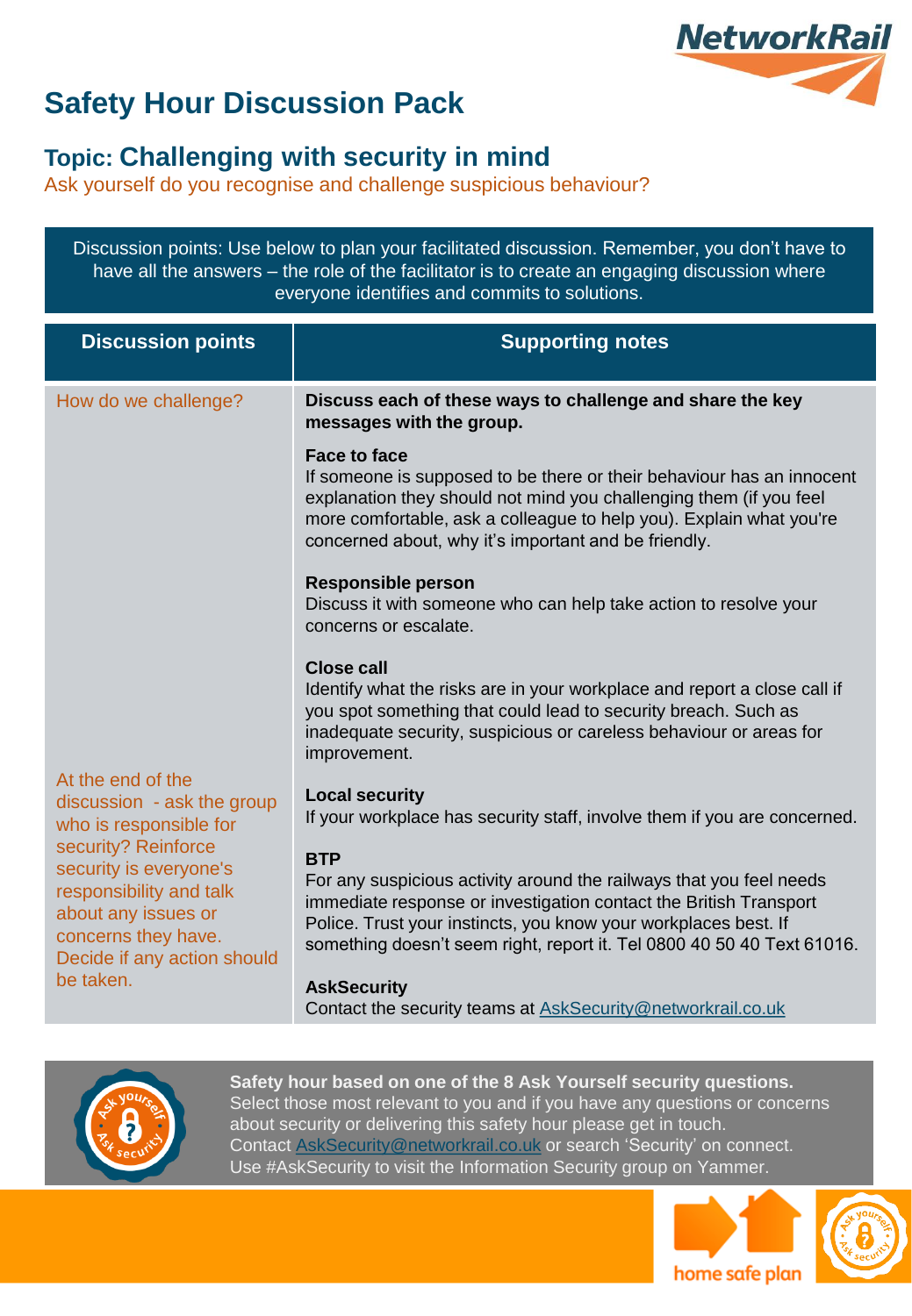# Safety Hour Discussion Pack

## Topic: Challenging with security in mind

Ask yourself do you recognise and challenge suspicious behaviour?

Discussion points: Use below to plan your facilitated discussion. Remember, you don't have to have all the answers – the role of the facilitator is to create an engaging discussion where everyone identifies and commits to solutions.

| Discussion points | Supporting notes |
|---|---|
| How do we challenge?<br><br>At the end of the discussion - ask the group who is responsible for security? Reinforce security is everyone's responsibility and talk about any issues or concerns they have. Decide if any action should be taken. | **Discuss each of these ways to challenge and share the key messages with the group.**<br><br>**Face to face**<br>If someone is supposed to be there or their behaviour has an innocent explanation they should not mind you challenging them (if you feel more comfortable, ask a colleague to help you). Explain what you're concerned about, why it's important and be friendly.<br><br>**Responsible person**<br>Discuss it with someone who can help take action to resolve your concerns or escalate.<br><br>**Close call**<br>Identify what the risks are in your workplace and report a close call if you spot something that could lead to security breach. Such as inadequate security, suspicious or careless behaviour or areas for improvement.<br><br>**Local security**<br>If your workplace has security staff, involve them if you are concerned.<br><br>**BTP**<br>For any suspicious activity around the railways that you feel needs immediate response or investigation contact the British Transport Police. Trust your instincts, you know your workplaces best. If something doesn't seem right, report it. Tel 0800 40 50 40 Text 61016.<br><br>**AskSecurity**<br>Contact the security teams at AskSecurity@networkrail.co.uk |

**Safety hour based on one of the 8 Ask Yourself security questions.**
Select those most relevant to you and if you have any questions or concerns about security or delivering this safety hour please get in touch.
Contact AskSecurity@networkrail.co.uk or search 'Security' on connect.
Use #AskSecurity to visit the Information Security group on Yammer.